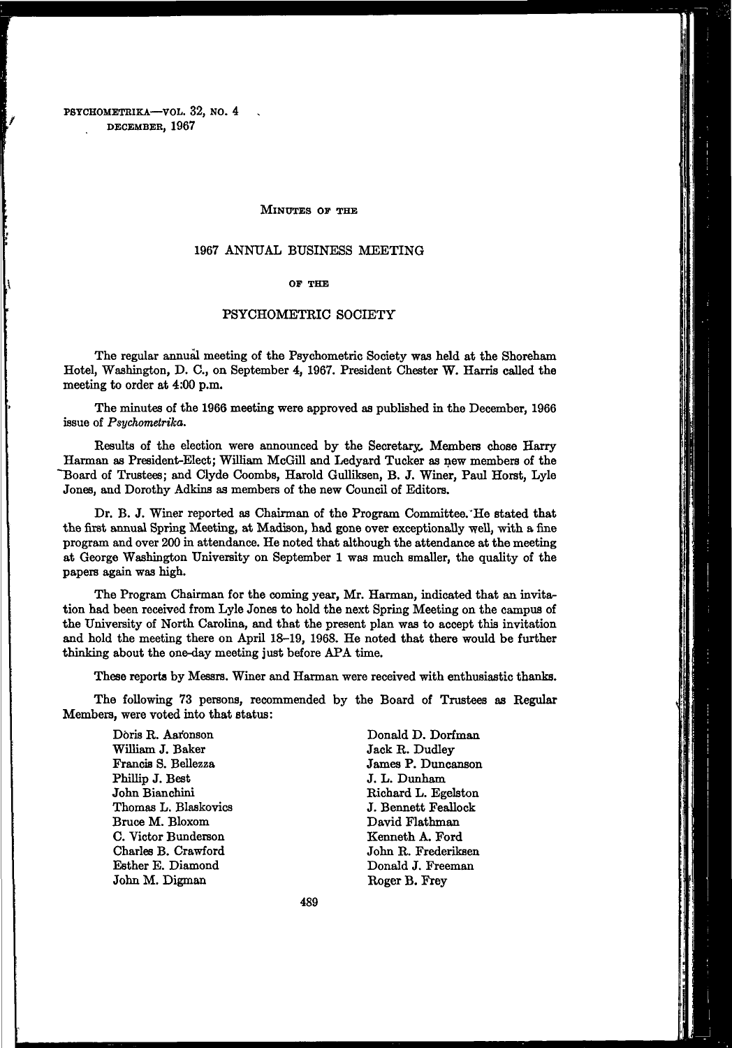# Minutes of the

# 1967 Annual Business Meeting

## of the

# Psychometric Society

The regular annual meeting of the Psychometric Society was held at the Shoreham Hotel, Washington, D. C., on September 4, 1967. President Chester W. Harris called the meeting to order at 4:00 p.m.

The minutes of the 1966 meeting were approved as published in the December, 1966 issue of *Psychometrika*.

Results of the election were announced by the Secretary. Members chose Harry Harman as President-Elect; William McGill and Ledyard Tucker as new members of the Board of Trustees; and Clyde Coombs, Harold Gulliksen, B. J. Winer, Paul Horst, Lyle Jones, and Dorothy Adkins as members of the new Council of Editors.

Dr. B. J. Winer reported as Chairman of the Program Committee. He stated that the first annual Spring Meeting, at Madison, had gone over exceptionally well, with a fine program and over 200 in attendance. He noted that although the attendance at the meeting at George Washington University on September 1 was much smaller, the quality of the papers again was high.

The Program Chairman for the coming year, Mr. Harman, indicated that an invitation had been received from Lyle Jones to hold the next Spring Meeting on the campus of the University of North Carolina, and that the present plan was to accept this invitation and hold the meeting there on April 18–19, 1968. He noted that there would be further thinking about the one-day meeting just before APA time.

These reports by Messrs. Winer and Harman were received with enthusiastic thanks.

The following 73 persons, recommended by the Board of Trustees as Regular Members, were voted into that status:

Doris R. Aaronson
William J. Baker
Francis S. Bellezza
Phillip J. Best
John Bianchini
Thomas L. Blaskovics
Bruce M. Bloxom
C. Victor Bunderson
Charles B. Crawford
Esther E. Diamond
John M. Digman
Donald D. Dorfman
Jack R. Dudley
James P. Duncanson
J. L. Dunham
Richard L. Egelston
J. Bennett Feallock
David Flathman
Kenneth A. Ford
John R. Frederiksen
Donald J. Freeman
Roger B. Frey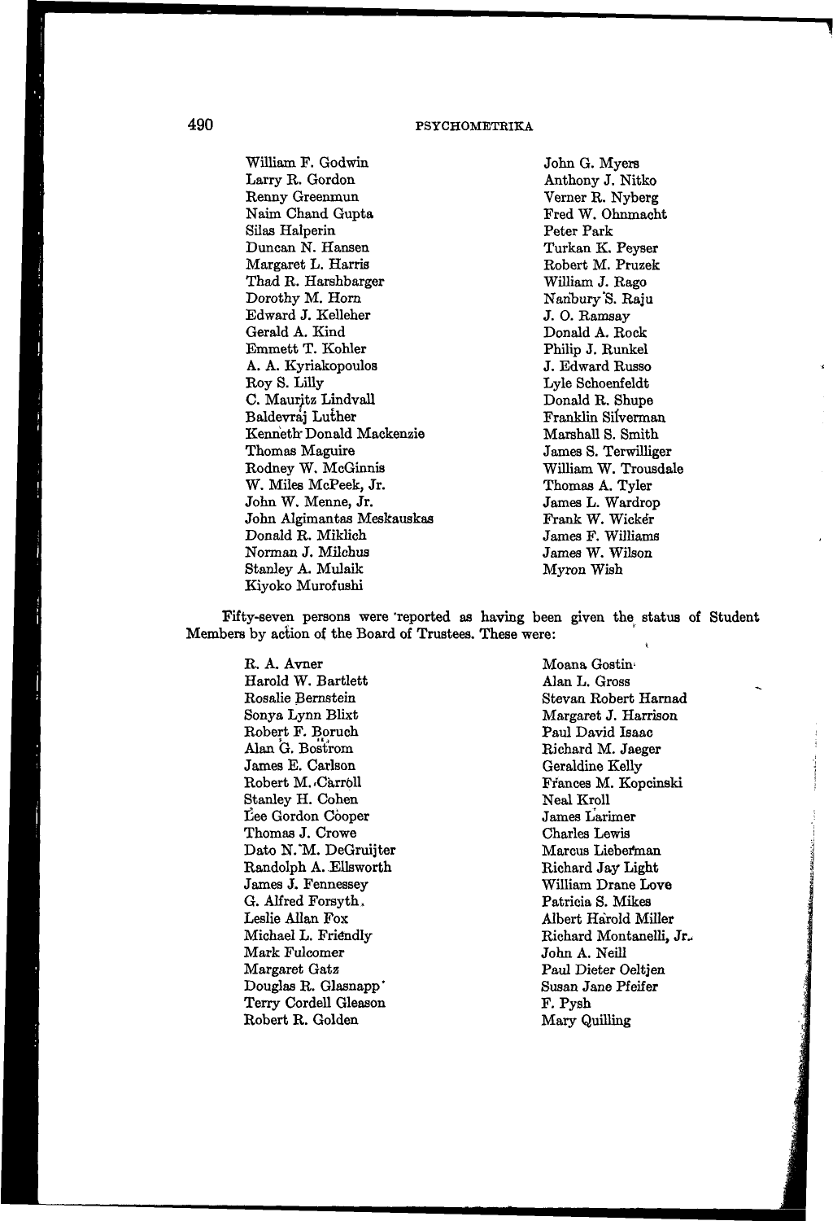William F. Godwin
Larry R. Gordon
Renny Greenmun
Naim Chand Gupta
Silas Halperin
Duncan N. Hansen
Margaret L. Harris
Thad R. Harshbarger
Dorothy M. Horn
Edward J. Kelleher
Gerald A. Kind
Emmett T. Kohler
A. A. Kyriakopoulos
Roy S. Lilly
C. Mauritz Lindvall
Baldevraj Luther
Kenneth Donald Mackenzie
Thomas Maguire
Rodney W. McGinnis
W. Miles McPeek, Jr.
John W. Menne, Jr.
John Algimantas Meskauskas
Donald R. Miklich
Norman J. Milchus
Stanley A. Mulaik
Kiyoko Murofushi
John G. Myers
Anthony J. Nitko
Verner R. Nyberg
Fred W. Ohnmacht
Peter Park
Turkan K. Peyser
Robert M. Pruzek
William J. Rago
Nanbury S. Raju
J. O. Ramsay
Donald A. Rock
Philip J. Runkel
J. Edward Russo
Lyle Schoenfeldt
Donald R. Shupe
Franklin Silverman
Marshall S. Smith
James S. Terwilliger
William W. Trousdale
Thomas A. Tyler
James L. Wardrop
Frank W. Wicker
James F. Williams
James W. Wilson
Myron Wish

Fifty-seven persons were reported as having been given the status of Student Members by action of the Board of Trustees. These were:

R. A. Avner
Harold W. Bartlett
Rosalie Bernstein
Sonya Lynn Blixt
Robert F. Boruch
Alan G. Boström
James E. Carlson
Robert M. Carroll
Stanley H. Cohen
Lee Gordon Cooper
Thomas J. Crowe
Dato N. M. DeGruijter
Randolph A. Ellsworth
James J. Fennessey
G. Alfred Forsyth
Leslie Allan Fox
Michael L. Friendly
Mark Fulcomer
Margaret Gatz
Douglas R. Glasnapp
Terry Cordell Gleason
Robert R. Golden
Moana Gostin
Alan L. Gross
Stevan Robert Harnad
Margaret J. Harrison
Paul David Isaac
Richard M. Jaeger
Geraldine Kelly
Frances M. Kopcinski
Neal Kroll
James Larimer
Charles Lewis
Marcus Lieberman
Richard Jay Light
William Drane Love
Patricia S. Mikes
Albert Harold Miller
Richard Montanelli, Jr.
John A. Neill
Paul Dieter Oeltjen
Susan Jane Pfeifer
F. Pysh
Mary Quilling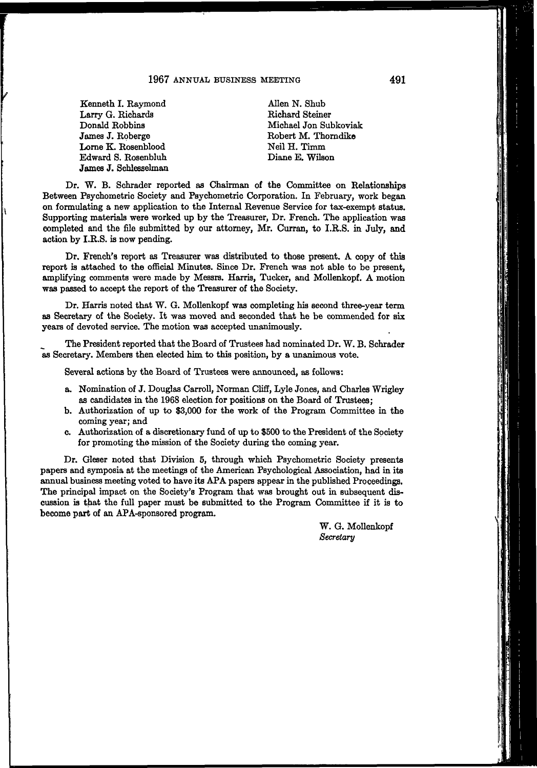Kenneth I. Raymond
Larry G. Richards
Donald Robbins
James J. Roberge
Lorne K. Rosenblood
Edward S. Rosenbluh
James J. Schlesselman
Allen N. Shub
Richard Steiner
Michael Jon Subkoviak
Robert M. Thorndike
Neil H. Timm
Diane E. Wilson

Dr. W. B. Schrader reported as Chairman of the Committee on Relationships Between Psychometric Society and Psychometric Corporation. In February, work began on formulating a new application to the Internal Revenue Service for tax-exempt status. Supporting materials were worked up by the Treasurer, Dr. French. The application was completed and the file submitted by our attorney, Mr. Curran, to I.R.S. in July, and action by I.R.S. is now pending.

Dr. French's report as Treasurer was distributed to those present. A copy of this report is attached to the official Minutes. Since Dr. French was not able to be present, amplifying comments were made by Messrs. Harris, Tucker, and Mollenkopf. A motion was passed to accept the report of the Treasurer of the Society.

Dr. Harris noted that W. G. Mollenkopf was completing his second three-year term as Secretary of the Society. It was moved and seconded that he be commended for six years of devoted service. The motion was accepted unanimously.

The President reported that the Board of Trustees had nominated Dr. W. B. Schrader as Secretary. Members then elected him to this position, by a unanimous vote.

Several actions by the Board of Trustees were announced, as follows:

a. Nomination of J. Douglas Carroll, Norman Cliff, Lyle Jones, and Charles Wrigley as candidates in the 1968 election for positions on the Board of Trustees;
b. Authorization of up to $3,000 for the work of the Program Committee in the coming year; and
c. Authorization of a discretionary fund of up to $500 to the President of the Society for promoting the mission of the Society during the coming year.

Dr. Gleser noted that Division 5, through which Psychometric Society presents papers and symposia at the meetings of the American Psychological Association, had in its annual business meeting voted to have its APA papers appear in the published Proceedings. The principal impact on the Society's Program that was brought out in subsequent discussion is that the full paper must be submitted to the Program Committee if it is to become part of an APA-sponsored program.

W. G. Mollenkopf
*Secretary*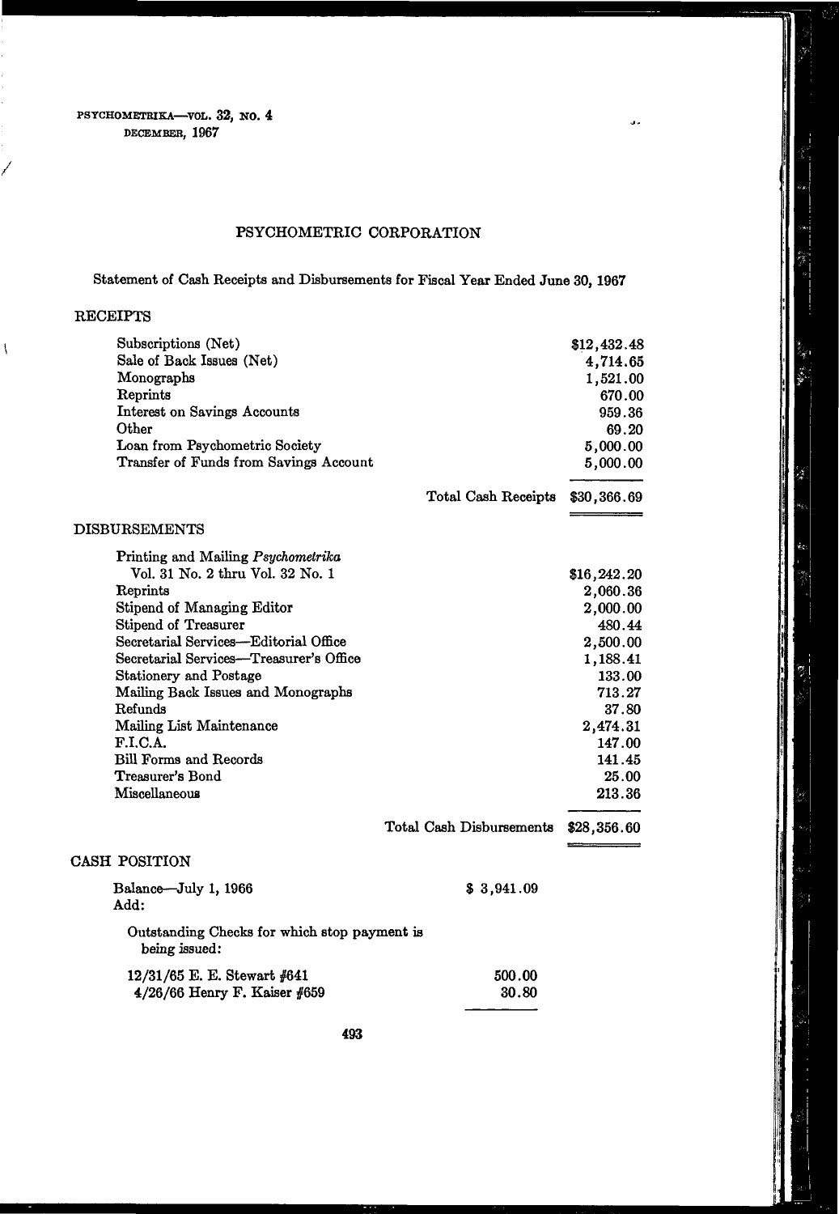# PSYCHOMETRIC CORPORATION

Statement of Cash Receipts and Disbursements for Fiscal Year Ended June 30, 1967

## RECEIPTS

| | | |
|---|---|---|
| Subscriptions (Net) | | $12,432.48 |
| Sale of Back Issues (Net) | | 4,714.65 |
| Monographs | | 1,521.00 |
| Reprints | | 670.00 |
| Interest on Savings Accounts | | 959.36 |
| Other | | 69.20 |
| Loan from Psychometric Society | | 5,000.00 |
| Transfer of Funds from Savings Account | | 5,000.00 |
| | Total Cash Receipts | $30,366.69 |

## DISBURSEMENTS

| | | |
|---|---|---|
| Printing and Mailing *Psychometrika* Vol. 31 No. 2 thru Vol. 32 No. 1 | | $16,242.20 |
| Reprints | | 2,060.36 |
| Stipend of Managing Editor | | 2,000.00 |
| Stipend of Treasurer | | 480.44 |
| Secretarial Services—Editorial Office | | 2,500.00 |
| Secretarial Services—Treasurer's Office | | 1,188.41 |
| Stationery and Postage | | 133.00 |
| Mailing Back Issues and Monographs | | 713.27 |
| Refunds | | 37.80 |
| Mailing List Maintenance | | 2,474.31 |
| F.I.C.A. | | 147.00 |
| Bill Forms and Records | | 141.45 |
| Treasurer's Bond | | 25.00 |
| Miscellaneous | | 213.36 |
| | Total Cash Disbursements | $28,356.60 |

## CASH POSITION

| | | |
|---|---|---|
| Balance—July 1, 1966 | $ 3,941.09 | |
| Add: | | |
| Outstanding Checks for which stop payment is being issued: | | |
| 12/31/65 E. E. Stewart #641 | 500.00 | |
| 4/26/66 Henry F. Kaiser #659 | 30.80 | |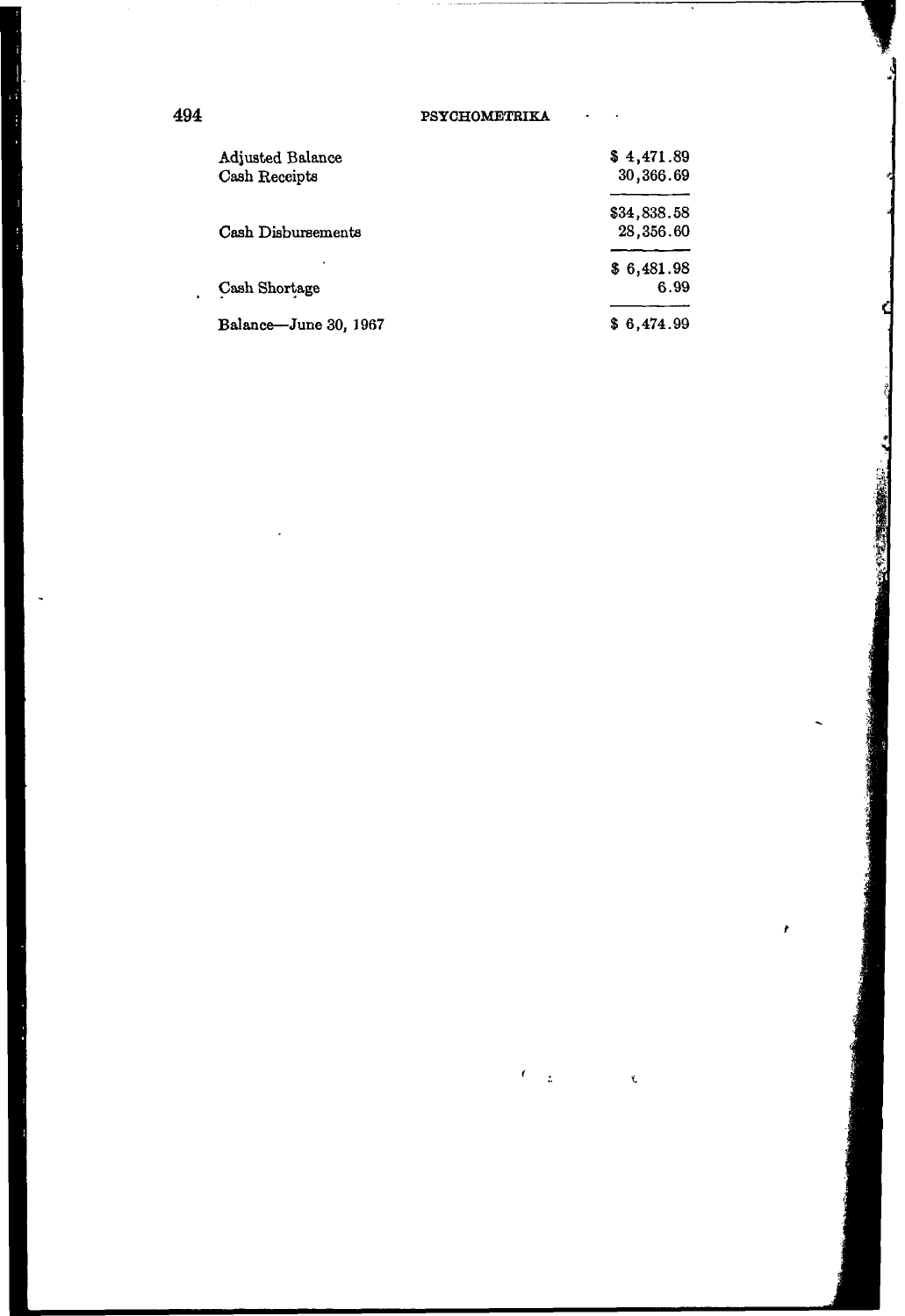| | |
|---|---|
| Adjusted Balance | $ 4,471.89 |
| Cash Receipts | 30,366.69 |
| | $34,838.58 |
| Cash Disbursements | 28,356.60 |
| | $ 6,481.98 |
| Cash Shortage | 6.99 |
| Balance—June 30, 1967 | $ 6,474.99 |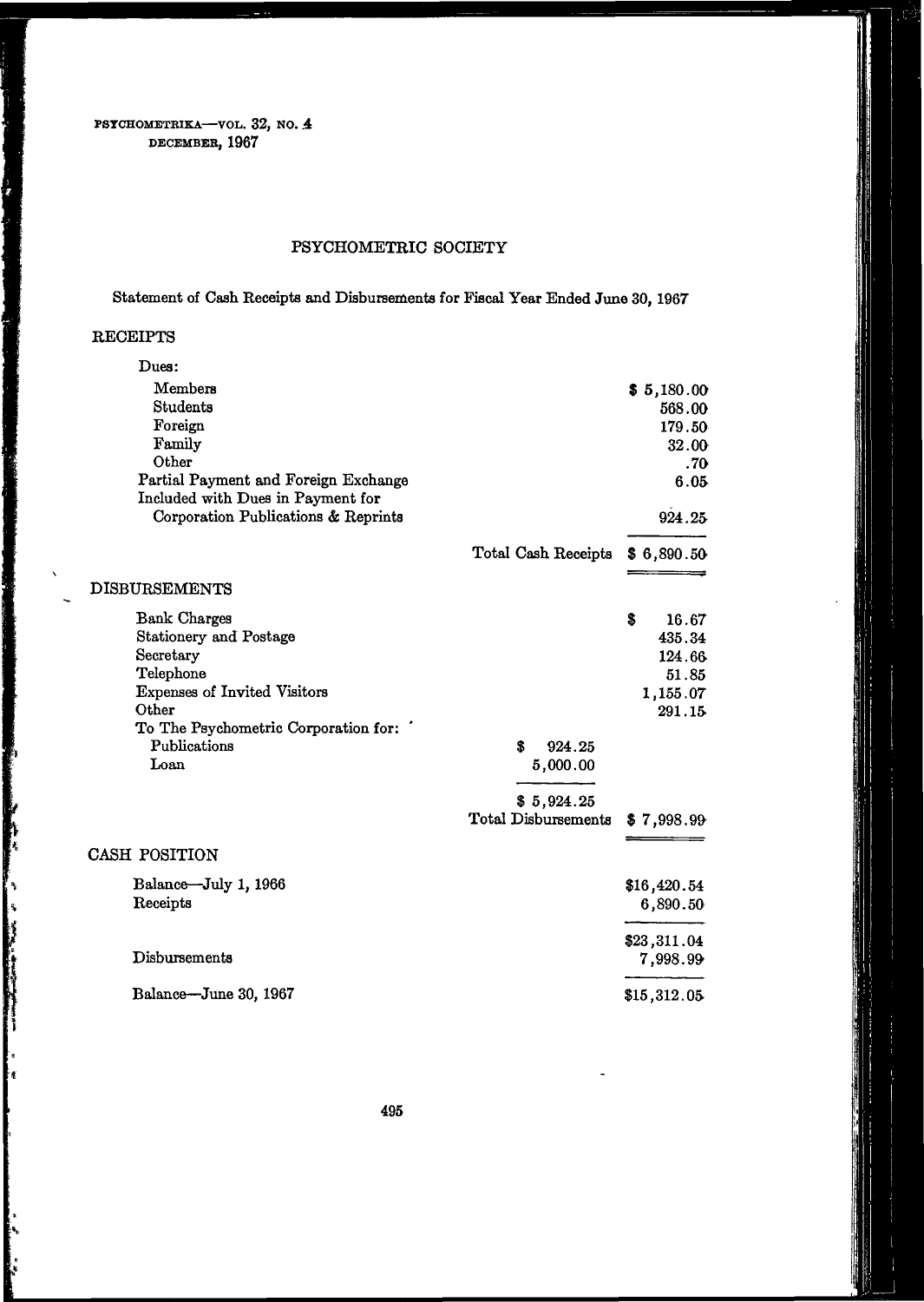# PSYCHOMETRIC SOCIETY

Statement of Cash Receipts and Disbursements for Fiscal Year Ended June 30, 1967

## RECEIPTS

| | | |
|---|---|---|
| Dues: | | |
| Members | | $ 5,180.00 |
| Students | | 568.00 |
| Foreign | | 179.50 |
| Family | | 32.00 |
| Other | | .70 |
| Partial Payment and Foreign Exchange | | 6.05 |
| Included with Dues in Payment for Corporation Publications & Reprints | | 924.25 |
| | Total Cash Receipts | $ 6,890.50 |

## DISBURSEMENTS

| | | |
|---|---|---|
| Bank Charges | | $ 16.67 |
| Stationery and Postage | | 435.34 |
| Secretary | | 124.66 |
| Telephone | | 51.85 |
| Expenses of Invited Visitors | | 1,155.07 |
| Other | | 291.15 |
| To The Psychometric Corporation for: | | |
| Publications | $ 924.25 | |
| Loan | 5,000.00 | |
| | $ 5,924.25 | |
| | Total Disbursements | $ 7,998.99 |

## CASH POSITION

| | |
|---|---|
| Balance—July 1, 1966 | $16,420.54 |
| Receipts | 6,890.50 |
| | $23,311.04 |
| Disbursements | 7,998.99 |
| Balance—June 30, 1967 | $15,312.05 |